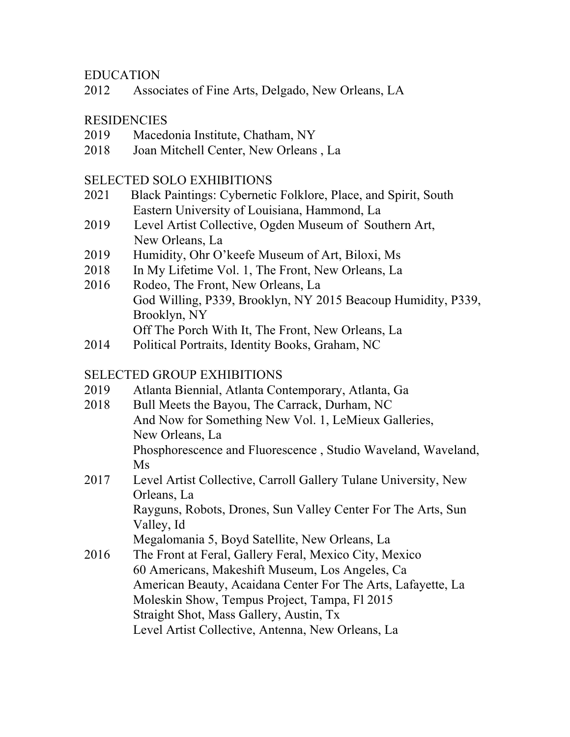## EDUCATION

2012 Associates of Fine Arts, Delgado, New Orleans, LA

## RESIDENCIES

2019 Macedonia Institute, Chatham, NY
2018 Joan Mitchell Center, New Orleans , La

## SELECTED SOLO EXHIBITIONS

2021 Black Paintings: Cybernetic Folklore, Place, and Spirit, South Eastern University of Louisiana, Hammond, La
2019 Level Artist Collective, Ogden Museum of Southern Art, New Orleans, La
2019 Humidity, Ohr O'keefe Museum of Art, Biloxi, Ms
2018 In My Lifetime Vol. 1, The Front, New Orleans, La
2016 Rodeo, The Front, New Orleans, La
God Willing, P339, Brooklyn, NY 2015 Beacoup Humidity, P339, Brooklyn, NY
Off The Porch With It, The Front, New Orleans, La
2014 Political Portraits, Identity Books, Graham, NC

## SELECTED GROUP EXHIBITIONS

2019 Atlanta Biennial, Atlanta Contemporary, Atlanta, Ga
2018 Bull Meets the Bayou, The Carrack, Durham, NC
And Now for Something New Vol. 1, LeMieux Galleries, New Orleans, La
Phosphorescence and Fluorescence , Studio Waveland, Waveland, Ms
2017 Level Artist Collective, Carroll Gallery Tulane University, New Orleans, La
Rayguns, Robots, Drones, Sun Valley Center For The Arts, Sun Valley, Id
Megalomania 5, Boyd Satellite, New Orleans, La
2016 The Front at Feral, Gallery Feral, Mexico City, Mexico
60 Americans, Makeshift Museum, Los Angeles, Ca
American Beauty, Acaidana Center For The Arts, Lafayette, La
Moleskin Show, Tempus Project, Tampa, Fl 2015
Straight Shot, Mass Gallery, Austin, Tx
Level Artist Collective, Antenna, New Orleans, La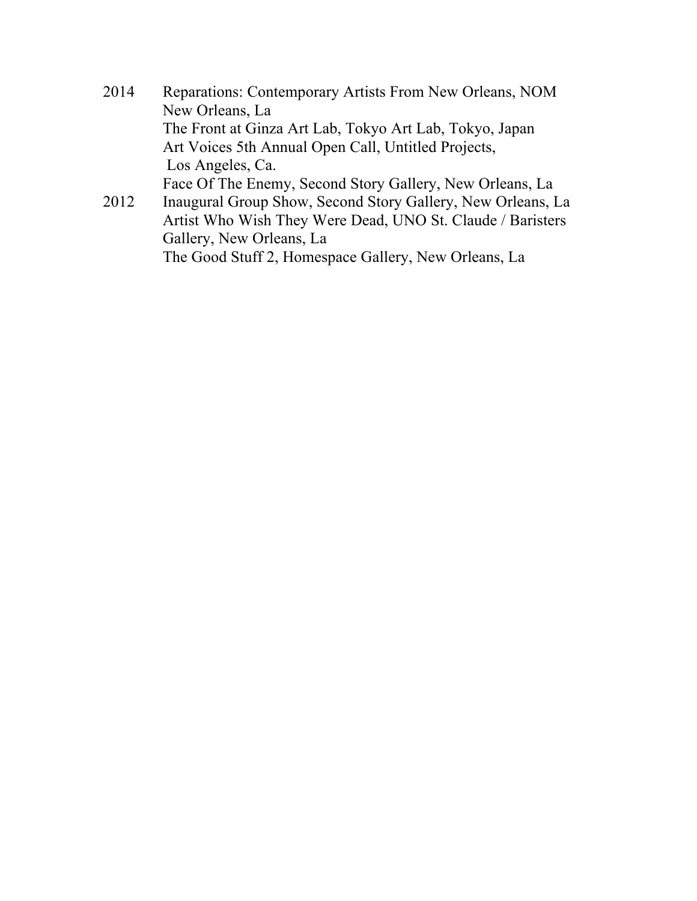2014 Reparations: Contemporary Artists From New Orleans, NOM New Orleans, La
The Front at Ginza Art Lab, Tokyo Art Lab, Tokyo, Japan
Art Voices 5th Annual Open Call, Untitled Projects, Los Angeles, Ca.
Face Of The Enemy, Second Story Gallery, New Orleans, La

2012 Inaugural Group Show, Second Story Gallery, New Orleans, La
Artist Who Wish They Were Dead, UNO St. Claude / Baristers Gallery, New Orleans, La
The Good Stuff 2, Homespace Gallery, New Orleans, La